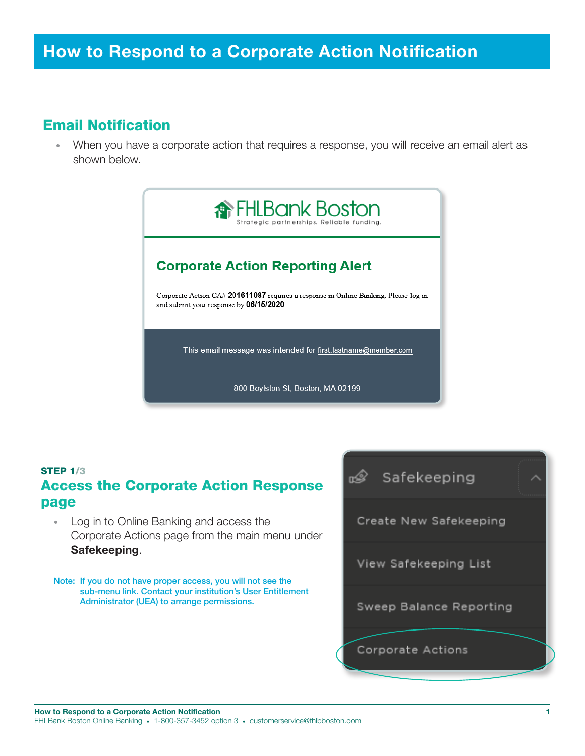# How to Respond to a Corporate Action Notification

## Email Notification

- When you have a corporate action that requires a response, you will receive an email alert as shown below.

FHLBank Boston
Strategic partnerships. Reliable funding.

**Corporate Action Reporting Alert**

Corporate Action CA# **201611087** requires a response in Online Banking. Please log in and submit your response by **06/15/2020**.

This email message was intended for first.lastname@member.com

800 Boylston St, Boston, MA 02199

---

**STEP 1/3**

## Access the Corporate Action Response page

- Log in to Online Banking and access the Corporate Actions page from the main menu under **Safekeeping**.

Note: If you do not have proper access, you will not see the sub-menu link. Contact your institution's User Entitlement Administrator (UEA) to arrange permissions.

Safekeeping
- Create New Safekeeping
- View Safekeeping List
- Sweep Balance Reporting
- Corporate Actions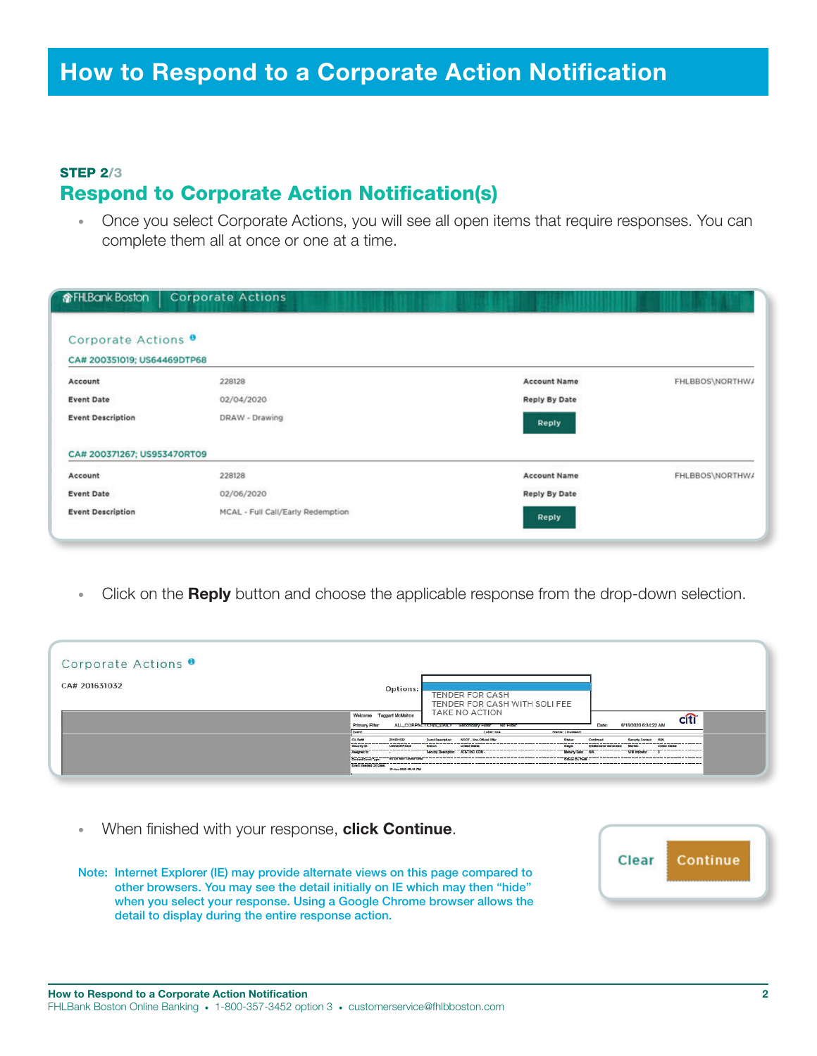# How to Respond to a Corporate Action Notification

**STEP 2/3**

## Respond to Corporate Action Notification(s)

- Once you select Corporate Actions, you will see all open items that require responses. You can complete them all at once or one at a time.

FHLBank Boston | Corporate Actions

Corporate Actions

CA# 200351019; US64469DTP68

| | | | |
|---|---|---|---|
| Account | 228128 | Account Name | FHLBBOS\NORTHW/ |
| Event Date | 02/04/2020 | Reply By Date | |
| Event Description | DRAW - Drawing | Reply | |

CA# 200371267; US953470RT09

| | | | |
|---|---|---|---|
| Account | 228128 | Account Name | FHLBBOS\NORTHW/ |
| Event Date | 02/06/2020 | Reply By Date | |
| Event Description | MCAL - Full Call/Early Redemption | Reply | |

- Click on the **Reply** button and choose the applicable response from the drop-down selection.

Corporate Actions

CA# 201631032

Options:
- TENDER FOR CASH
- TENDER FOR CASH WITH SOLI FEE
- TAKE NO ACTION

- When finished with your response, **click Continue**.

Clear | Continue

Note: Internet Explorer (IE) may provide alternate views on this page compared to other browsers. You may see the detail initially on IE which may then "hide" when you select your response. Using a Google Chrome browser allows the detail to display during the entire response action.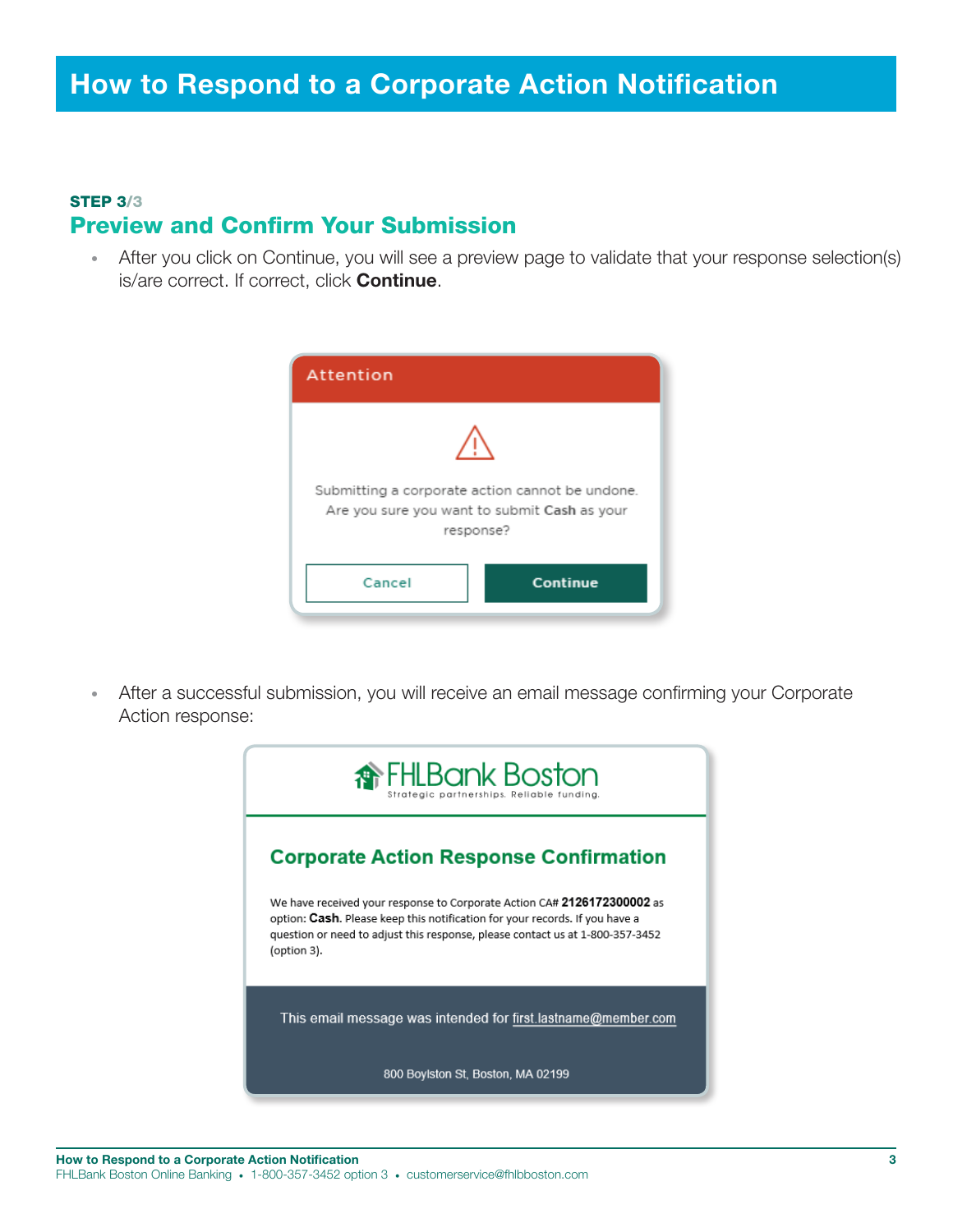# How to Respond to a Corporate Action Notification

**STEP 3/3**

## Preview and Confirm Your Submission

- After you click on Continue, you will see a preview page to validate that your response selection(s) is/are correct. If correct, click **Continue**.

Attention

Submitting a corporate action cannot be undone. Are you sure you want to submit **Cash** as your response?

Cancel | **Continue**

- After a successful submission, you will receive an email message confirming your Corporate Action response:

FHLBank Boston
Strategic partnerships. Reliable funding.

**Corporate Action Response Confirmation**

We have received your response to Corporate Action CA# **2126172300002** as option: **Cash**. Please keep this notification for your records. If you have a question or need to adjust this response, please contact us at 1-800-357-3452 (option 3).

This email message was intended for first.lastname@member.com

800 Boylston St, Boston, MA 02199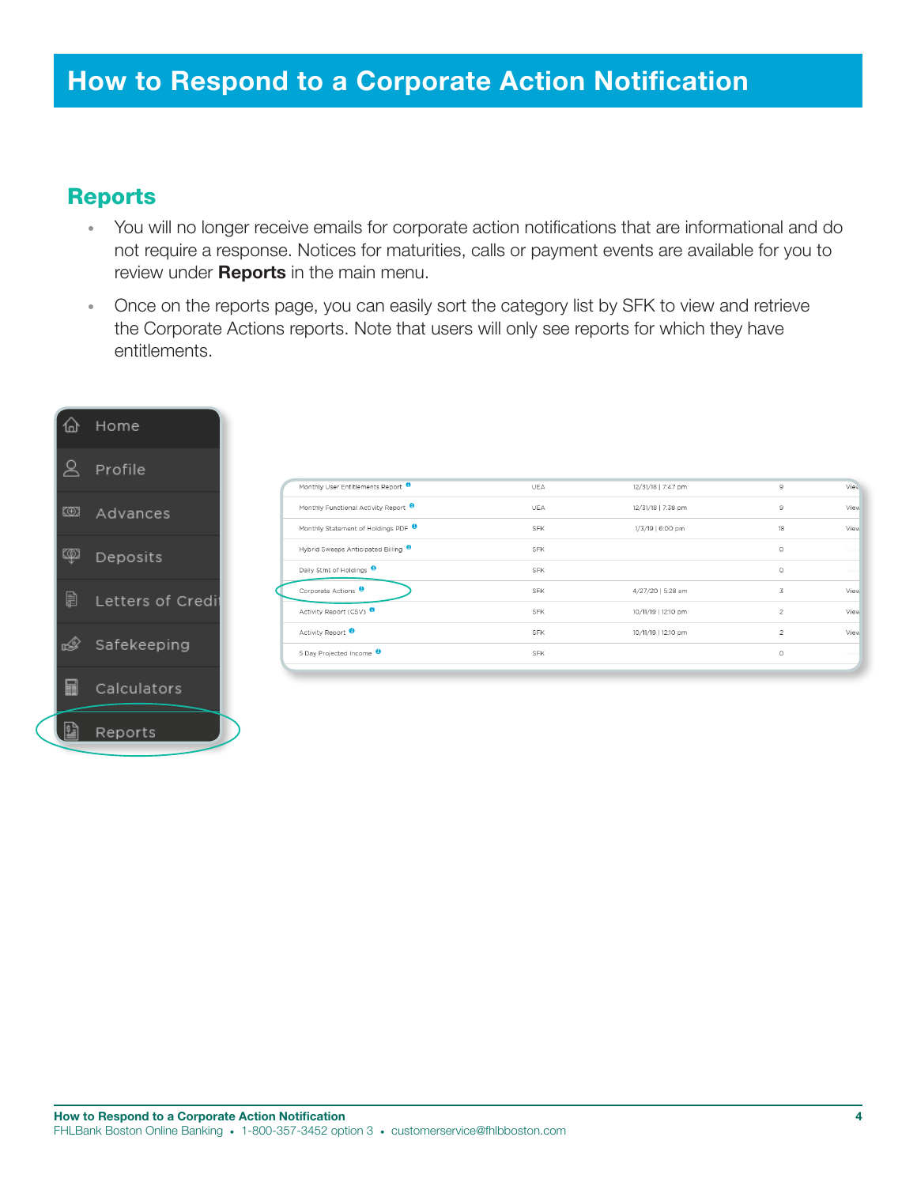# How to Respond to a Corporate Action Notification

## Reports

- You will no longer receive emails for corporate action notifications that are informational and do not require a response. Notices for maturities, calls or payment events are available for you to review under **Reports** in the main menu.
- Once on the reports page, you can easily sort the category list by SFK to view and retrieve the Corporate Actions reports. Note that users will only see reports for which they have entitlements.

Home
Profile
Advances
Deposits
Letters of Credit
Safekeeping
Calculators
Reports

| | | | | |
|---|---|---|---|---|
| Monthly User Entitlements Report | UEA | 12/31/18 \| 7:47 pm | 9 | View |
| Monthly Functional Activity Report | UEA | 12/31/18 \| 7:38 pm | 9 | View |
| Monthly Statement of Holdings PDF | SFK | 1/3/19 \| 6:00 pm | 18 | View |
| Hybrid Sweeps Anticipated Billing | SFK | | 0 | |
| Daily Stmt of Holdings | SFK | | 0 | |
| Corporate Actions | SFK | 4/27/20 \| 5:28 am | 3 | View |
| Activity Report (CSV) | SFK | 10/11/19 \| 12:10 pm | 2 | View |
| Activity Report | SFK | 10/11/19 \| 12:10 pm | 2 | View |
| 5 Day Projected Income | SFK | | 0 | |